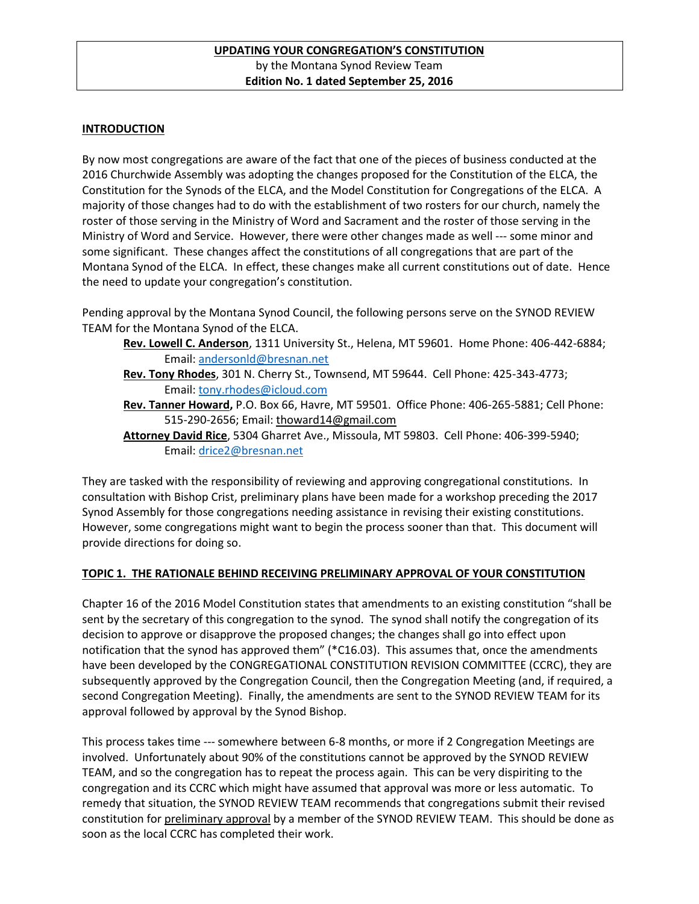**UPDATING YOUR CONGREGATION'S CONSTITUTION**

by the Montana Synod Review Team

**Edition No. 1 dated September 25, 2016**

## INTRODUCTION

By now most congregations are aware of the fact that one of the pieces of business conducted at the 2016 Churchwide Assembly was adopting the changes proposed for the Constitution of the ELCA, the Constitution for the Synods of the ELCA, and the Model Constitution for Congregations of the ELCA. A majority of those changes had to do with the establishment of two rosters for our church, namely the roster of those serving in the Ministry of Word and Sacrament and the roster of those serving in the Ministry of Word and Service. However, there were other changes made as well --- some minor and some significant. These changes affect the constitutions of all congregations that are part of the Montana Synod of the ELCA. In effect, these changes make all current constitutions out of date. Hence the need to update your congregation's constitution.

Pending approval by the Montana Synod Council, the following persons serve on the SYNOD REVIEW TEAM for the Montana Synod of the ELCA.

- **Rev. Lowell C. Anderson**, 1311 University St., Helena, MT 59601. Home Phone: 406-442-6884; Email: andersonld@bresnan.net
- **Rev. Tony Rhodes**, 301 N. Cherry St., Townsend, MT 59644. Cell Phone: 425-343-4773; Email: tony.rhodes@icloud.com
- **Rev. Tanner Howard,** P.O. Box 66, Havre, MT 59501. Office Phone: 406-265-5881; Cell Phone: 515-290-2656; Email: thoward14@gmail.com
- **Attorney David Rice**, 5304 Gharret Ave., Missoula, MT 59803. Cell Phone: 406-399-5940; Email: drice2@bresnan.net

They are tasked with the responsibility of reviewing and approving congregational constitutions. In consultation with Bishop Crist, preliminary plans have been made for a workshop preceding the 2017 Synod Assembly for those congregations needing assistance in revising their existing constitutions. However, some congregations might want to begin the process sooner than that. This document will provide directions for doing so.

## TOPIC 1. THE RATIONALE BEHIND RECEIVING PRELIMINARY APPROVAL OF YOUR CONSTITUTION

Chapter 16 of the 2016 Model Constitution states that amendments to an existing constitution "shall be sent by the secretary of this congregation to the synod. The synod shall notify the congregation of its decision to approve or disapprove the proposed changes; the changes shall go into effect upon notification that the synod has approved them" (*C16.03). This assumes that, once the amendments have been developed by the CONGREGATIONAL CONSTITUTION REVISION COMMITTEE (CCRC), they are subsequently approved by the Congregation Council, then the Congregation Meeting (and, if required, a second Congregation Meeting). Finally, the amendments are sent to the SYNOD REVIEW TEAM for its approval followed by approval by the Synod Bishop.

This process takes time --- somewhere between 6-8 months, or more if 2 Congregation Meetings are involved. Unfortunately about 90% of the constitutions cannot be approved by the SYNOD REVIEW TEAM, and so the congregation has to repeat the process again. This can be very dispiriting to the congregation and its CCRC which might have assumed that approval was more or less automatic. To remedy that situation, the SYNOD REVIEW TEAM recommends that congregations submit their revised constitution for preliminary approval by a member of the SYNOD REVIEW TEAM. This should be done as soon as the local CCRC has completed their work.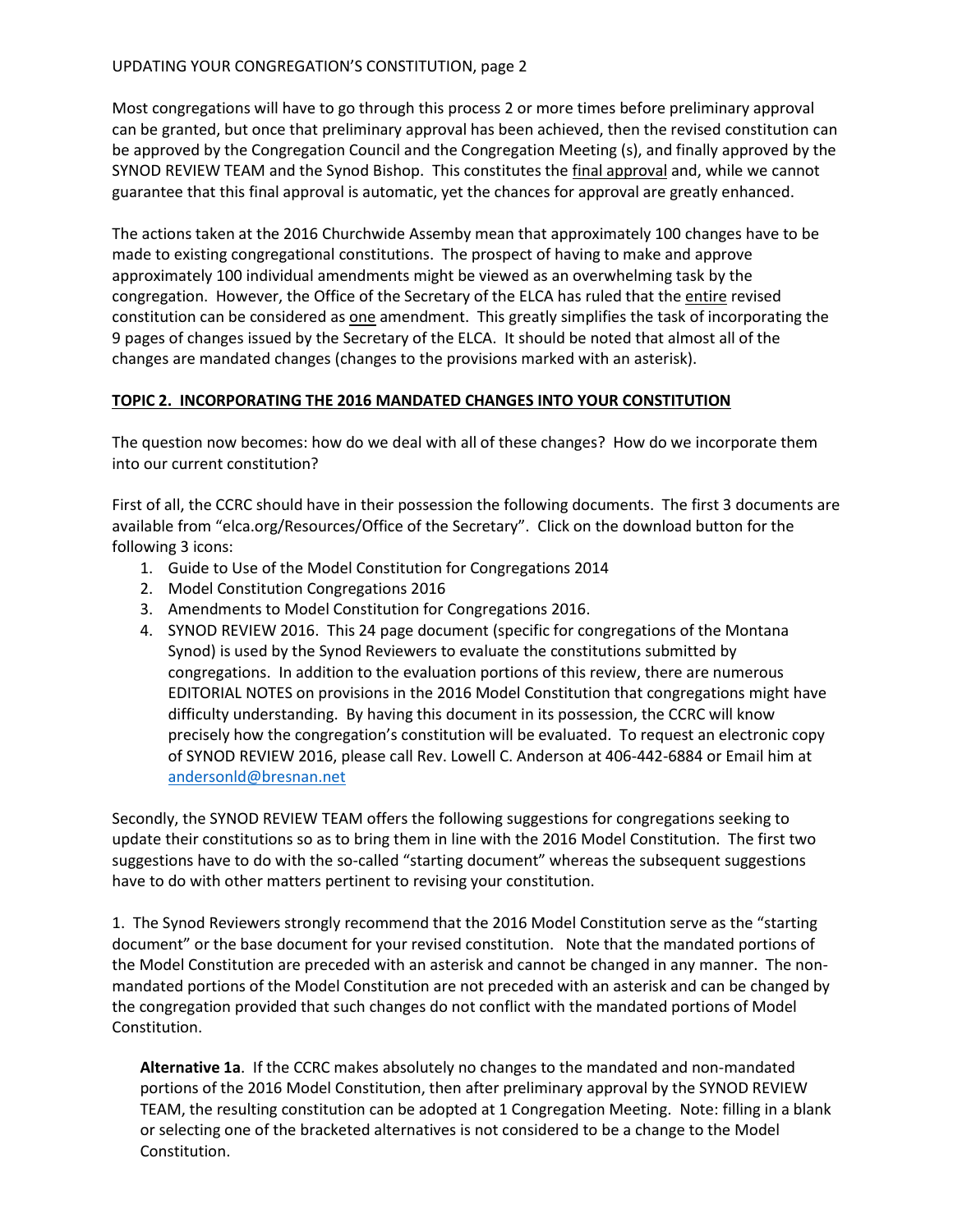Most congregations will have to go through this process 2 or more times before preliminary approval can be granted, but once that preliminary approval has been achieved, then the revised constitution can be approved by the Congregation Council and the Congregation Meeting (s), and finally approved by the SYNOD REVIEW TEAM and the Synod Bishop. This constitutes the final approval and, while we cannot guarantee that this final approval is automatic, yet the chances for approval are greatly enhanced.

The actions taken at the 2016 Churchwide Assemby mean that approximately 100 changes have to be made to existing congregational constitutions. The prospect of having to make and approve approximately 100 individual amendments might be viewed as an overwhelming task by the congregation. However, the Office of the Secretary of the ELCA has ruled that the entire revised constitution can be considered as one amendment. This greatly simplifies the task of incorporating the 9 pages of changes issued by the Secretary of the ELCA. It should be noted that almost all of the changes are mandated changes (changes to the provisions marked with an asterisk).

**TOPIC 2. INCORPORATING THE 2016 MANDATED CHANGES INTO YOUR CONSTITUTION**

The question now becomes: how do we deal with all of these changes? How do we incorporate them into our current constitution?

First of all, the CCRC should have in their possession the following documents. The first 3 documents are available from "elca.org/Resources/Office of the Secretary". Click on the download button for the following 3 icons:

1. Guide to Use of the Model Constitution for Congregations 2014
2. Model Constitution Congregations 2016
3. Amendments to Model Constitution for Congregations 2016.
4. SYNOD REVIEW 2016. This 24 page document (specific for congregations of the Montana Synod) is used by the Synod Reviewers to evaluate the constitutions submitted by congregations. In addition to the evaluation portions of this review, there are numerous EDITORIAL NOTES on provisions in the 2016 Model Constitution that congregations might have difficulty understanding. By having this document in its possession, the CCRC will know precisely how the congregation's constitution will be evaluated. To request an electronic copy of SYNOD REVIEW 2016, please call Rev. Lowell C. Anderson at 406-442-6884 or Email him at andersonld@bresnan.net

Secondly, the SYNOD REVIEW TEAM offers the following suggestions for congregations seeking to update their constitutions so as to bring them in line with the 2016 Model Constitution. The first two suggestions have to do with the so-called "starting document" whereas the subsequent suggestions have to do with other matters pertinent to revising your constitution.

1. The Synod Reviewers strongly recommend that the 2016 Model Constitution serve as the "starting document" or the base document for your revised constitution. Note that the mandated portions of the Model Constitution are preceded with an asterisk and cannot be changed in any manner. The non-mandated portions of the Model Constitution are not preceded with an asterisk and can be changed by the congregation provided that such changes do not conflict with the mandated portions of Model Constitution.

> **Alternative 1a**. If the CCRC makes absolutely no changes to the mandated and non-mandated portions of the 2016 Model Constitution, then after preliminary approval by the SYNOD REVIEW TEAM, the resulting constitution can be adopted at 1 Congregation Meeting. Note: filling in a blank or selecting one of the bracketed alternatives is not considered to be a change to the Model Constitution.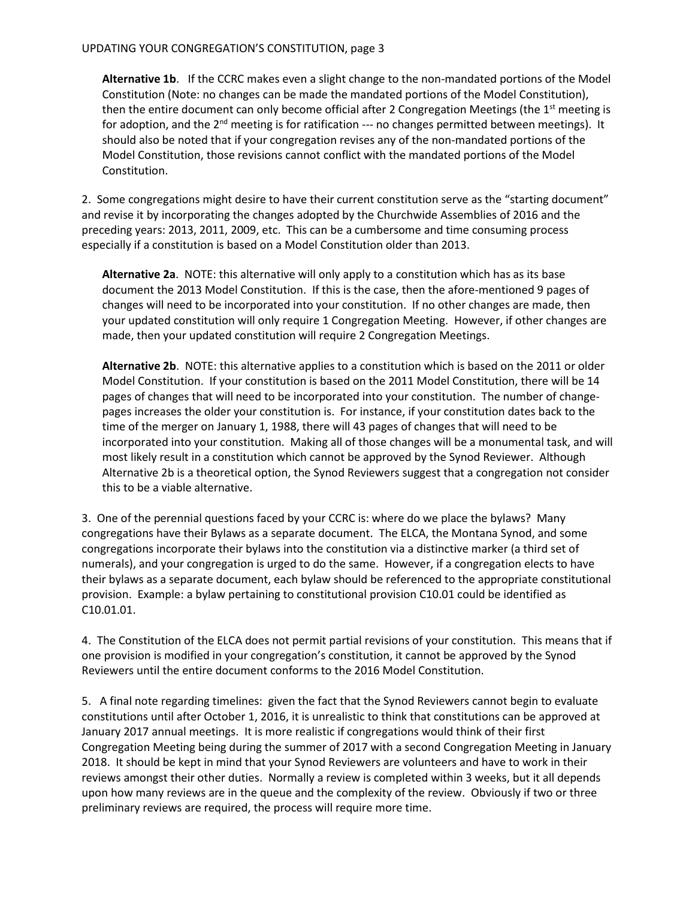**Alternative 1b**. If the CCRC makes even a slight change to the non-mandated portions of the Model Constitution (Note: no changes can be made the mandated portions of the Model Constitution), then the entire document can only become official after 2 Congregation Meetings (the 1st meeting is for adoption, and the 2nd meeting is for ratification --- no changes permitted between meetings). It should also be noted that if your congregation revises any of the non-mandated portions of the Model Constitution, those revisions cannot conflict with the mandated portions of the Model Constitution.

2. Some congregations might desire to have their current constitution serve as the "starting document" and revise it by incorporating the changes adopted by the Churchwide Assemblies of 2016 and the preceding years: 2013, 2011, 2009, etc. This can be a cumbersome and time consuming process especially if a constitution is based on a Model Constitution older than 2013.

**Alternative 2a**. NOTE: this alternative will only apply to a constitution which has as its base document the 2013 Model Constitution. If this is the case, then the afore-mentioned 9 pages of changes will need to be incorporated into your constitution. If no other changes are made, then your updated constitution will only require 1 Congregation Meeting. However, if other changes are made, then your updated constitution will require 2 Congregation Meetings.

**Alternative 2b**. NOTE: this alternative applies to a constitution which is based on the 2011 or older Model Constitution. If your constitution is based on the 2011 Model Constitution, there will be 14 pages of changes that will need to be incorporated into your constitution. The number of change-pages increases the older your constitution is. For instance, if your constitution dates back to the time of the merger on January 1, 1988, there will 43 pages of changes that will need to be incorporated into your constitution. Making all of those changes will be a monumental task, and will most likely result in a constitution which cannot be approved by the Synod Reviewer. Although Alternative 2b is a theoretical option, the Synod Reviewers suggest that a congregation not consider this to be a viable alternative.

3. One of the perennial questions faced by your CCRC is: where do we place the bylaws? Many congregations have their Bylaws as a separate document. The ELCA, the Montana Synod, and some congregations incorporate their bylaws into the constitution via a distinctive marker (a third set of numerals), and your congregation is urged to do the same. However, if a congregation elects to have their bylaws as a separate document, each bylaw should be referenced to the appropriate constitutional provision. Example: a bylaw pertaining to constitutional provision C10.01 could be identified as C10.01.01.

4. The Constitution of the ELCA does not permit partial revisions of your constitution. This means that if one provision is modified in your congregation's constitution, it cannot be approved by the Synod Reviewers until the entire document conforms to the 2016 Model Constitution.

5. A final note regarding timelines: given the fact that the Synod Reviewers cannot begin to evaluate constitutions until after October 1, 2016, it is unrealistic to think that constitutions can be approved at January 2017 annual meetings. It is more realistic if congregations would think of their first Congregation Meeting being during the summer of 2017 with a second Congregation Meeting in January 2018. It should be kept in mind that your Synod Reviewers are volunteers and have to work in their reviews amongst their other duties. Normally a review is completed within 3 weeks, but it all depends upon how many reviews are in the queue and the complexity of the review. Obviously if two or three preliminary reviews are required, the process will require more time.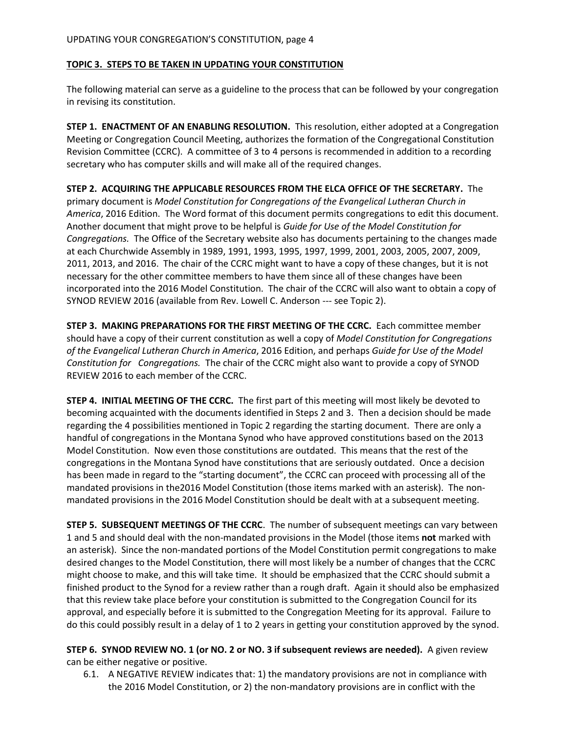**TOPIC 3. STEPS TO BE TAKEN IN UPDATING YOUR CONSTITUTION**

The following material can serve as a guideline to the process that can be followed by your congregation in revising its constitution.

**STEP 1. ENACTMENT OF AN ENABLING RESOLUTION.** This resolution, either adopted at a Congregation Meeting or Congregation Council Meeting, authorizes the formation of the Congregational Constitution Revision Committee (CCRC). A committee of 3 to 4 persons is recommended in addition to a recording secretary who has computer skills and will make all of the required changes.

**STEP 2. ACQUIRING THE APPLICABLE RESOURCES FROM THE ELCA OFFICE OF THE SECRETARY.** The primary document is *Model Constitution for Congregations of the Evangelical Lutheran Church in America*, 2016 Edition. The Word format of this document permits congregations to edit this document. Another document that might prove to be helpful is *Guide for Use of the Model Constitution for Congregations.* The Office of the Secretary website also has documents pertaining to the changes made at each Churchwide Assembly in 1989, 1991, 1993, 1995, 1997, 1999, 2001, 2003, 2005, 2007, 2009, 2011, 2013, and 2016. The chair of the CCRC might want to have a copy of these changes, but it is not necessary for the other committee members to have them since all of these changes have been incorporated into the 2016 Model Constitution. The chair of the CCRC will also want to obtain a copy of SYNOD REVIEW 2016 (available from Rev. Lowell C. Anderson --- see Topic 2).

**STEP 3. MAKING PREPARATIONS FOR THE FIRST MEETING OF THE CCRC.** Each committee member should have a copy of their current constitution as well a copy of *Model Constitution for Congregations of the Evangelical Lutheran Church in America*, 2016 Edition, and perhaps *Guide for Use of the Model Constitution for Congregations.* The chair of the CCRC might also want to provide a copy of SYNOD REVIEW 2016 to each member of the CCRC.

**STEP 4. INITIAL MEETING OF THE CCRC.** The first part of this meeting will most likely be devoted to becoming acquainted with the documents identified in Steps 2 and 3. Then a decision should be made regarding the 4 possibilities mentioned in Topic 2 regarding the starting document. There are only a handful of congregations in the Montana Synod who have approved constitutions based on the 2013 Model Constitution. Now even those constitutions are outdated. This means that the rest of the congregations in the Montana Synod have constitutions that are seriously outdated. Once a decision has been made in regard to the "starting document", the CCRC can proceed with processing all of the mandated provisions in the2016 Model Constitution (those items marked with an asterisk). The non-mandated provisions in the 2016 Model Constitution should be dealt with at a subsequent meeting.

**STEP 5. SUBSEQUENT MEETINGS OF THE CCRC**. The number of subsequent meetings can vary between 1 and 5 and should deal with the non-mandated provisions in the Model (those items **not** marked with an asterisk). Since the non-mandated portions of the Model Constitution permit congregations to make desired changes to the Model Constitution, there will most likely be a number of changes that the CCRC might choose to make, and this will take time. It should be emphasized that the CCRC should submit a finished product to the Synod for a review rather than a rough draft. Again it should also be emphasized that this review take place before your constitution is submitted to the Congregation Council for its approval, and especially before it is submitted to the Congregation Meeting for its approval. Failure to do this could possibly result in a delay of 1 to 2 years in getting your constitution approved by the synod.

**STEP 6. SYNOD REVIEW NO. 1 (or NO. 2 or NO. 3 if subsequent reviews are needed).** A given review can be either negative or positive.

6.1. A NEGATIVE REVIEW indicates that: 1) the mandatory provisions are not in compliance with the 2016 Model Constitution, or 2) the non-mandatory provisions are in conflict with the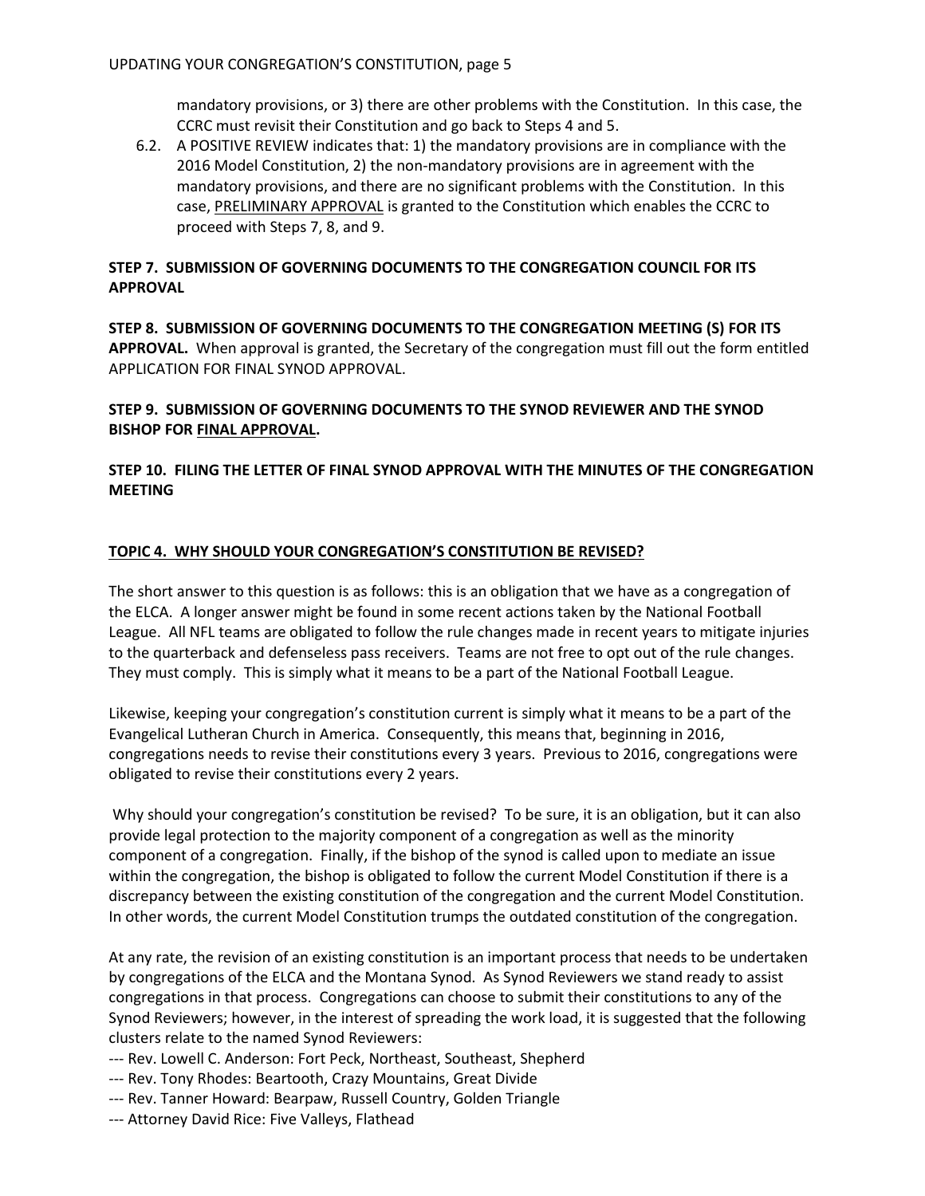mandatory provisions, or 3) there are other problems with the Constitution. In this case, the CCRC must revisit their Constitution and go back to Steps 4 and 5.

6.2. A POSITIVE REVIEW indicates that: 1) the mandatory provisions are in compliance with the 2016 Model Constitution, 2) the non-mandatory provisions are in agreement with the mandatory provisions, and there are no significant problems with the Constitution. In this case, <u>PRELIMINARY APPROVAL</u> is granted to the Constitution which enables the CCRC to proceed with Steps 7, 8, and 9.

**STEP 7. SUBMISSION OF GOVERNING DOCUMENTS TO THE CONGREGATION COUNCIL FOR ITS APPROVAL**

**STEP 8. SUBMISSION OF GOVERNING DOCUMENTS TO THE CONGREGATION MEETING (S) FOR ITS APPROVAL.** When approval is granted, the Secretary of the congregation must fill out the form entitled APPLICATION FOR FINAL SYNOD APPROVAL.

**STEP 9. SUBMISSION OF GOVERNING DOCUMENTS TO THE SYNOD REVIEWER AND THE SYNOD BISHOP FOR <u>FINAL APPROVAL</u>.**

**STEP 10. FILING THE LETTER OF FINAL SYNOD APPROVAL WITH THE MINUTES OF THE CONGREGATION MEETING**

## <u>TOPIC 4. WHY SHOULD YOUR CONGREGATION'S CONSTITUTION BE REVISED?</u>

The short answer to this question is as follows: this is an obligation that we have as a congregation of the ELCA. A longer answer might be found in some recent actions taken by the National Football League. All NFL teams are obligated to follow the rule changes made in recent years to mitigate injuries to the quarterback and defenseless pass receivers. Teams are not free to opt out of the rule changes. They must comply. This is simply what it means to be a part of the National Football League.

Likewise, keeping your congregation's constitution current is simply what it means to be a part of the Evangelical Lutheran Church in America. Consequently, this means that, beginning in 2016, congregations needs to revise their constitutions every 3 years. Previous to 2016, congregations were obligated to revise their constitutions every 2 years.

Why should your congregation's constitution be revised? To be sure, it is an obligation, but it can also provide legal protection to the majority component of a congregation as well as the minority component of a congregation. Finally, if the bishop of the synod is called upon to mediate an issue within the congregation, the bishop is obligated to follow the current Model Constitution if there is a discrepancy between the existing constitution of the congregation and the current Model Constitution. In other words, the current Model Constitution trumps the outdated constitution of the congregation.

At any rate, the revision of an existing constitution is an important process that needs to be undertaken by congregations of the ELCA and the Montana Synod. As Synod Reviewers we stand ready to assist congregations in that process. Congregations can choose to submit their constitutions to any of the Synod Reviewers; however, in the interest of spreading the work load, it is suggested that the following clusters relate to the named Synod Reviewers:

--- Rev. Lowell C. Anderson: Fort Peck, Northeast, Southeast, Shepherd
--- Rev. Tony Rhodes: Beartooth, Crazy Mountains, Great Divide
--- Rev. Tanner Howard: Bearpaw, Russell Country, Golden Triangle
--- Attorney David Rice: Five Valleys, Flathead